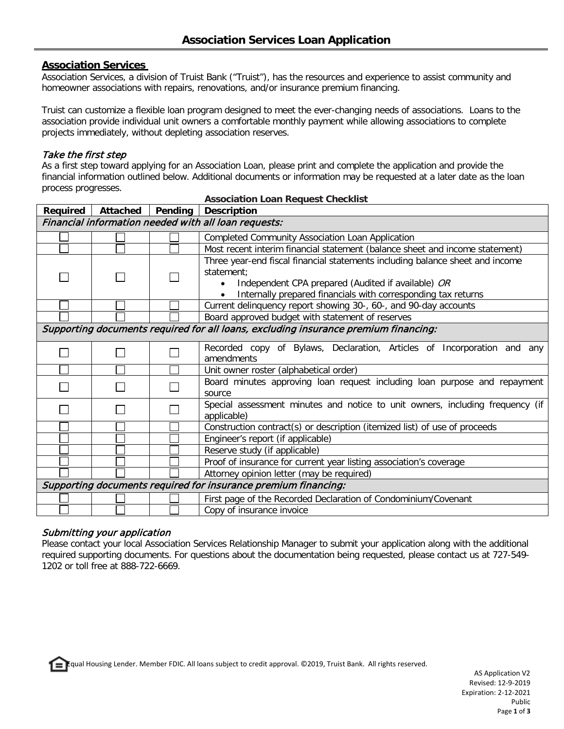# Association Services Loan Application

## Association Services

Association Services, a division of Truist Bank ("Truist"), has the resources and experience to assist community and homeowner associations with repairs, renovations, and/or insurance premium financing.

Truist can customize a flexible loan program designed to meet the ever-changing needs of associations. Loans to the association provide individual unit owners a comfortable monthly payment while allowing associations to complete projects immediately, without depleting association reserves.

### *Take the first step*

As a first step toward applying for an Association Loan, please print and complete the application and provide the financial information outlined below. Additional documents or information may be requested at a later date as the loan process progresses.

**Association Loan Request Checklist**

| Required | Attached | Pending | Description |
|---|---|---|---|
| *Financial information needed with all loan requests:* | | | |
| ☐ | ☐ | ☐ | Completed Community Association Loan Application |
| ☐ | ☐ | ☐ | Most recent interim financial statement (balance sheet and income statement) |
| ☐ | ☐ | ☐ | Three year-end fiscal financial statements including balance sheet and income statement; • Independent CPA prepared (Audited if available) *OR* • Internally prepared financials with corresponding tax returns |
| ☐ | ☐ | ☐ | Current delinquency report showing 30-, 60-, and 90-day accounts |
| ☐ | ☐ | ☐ | Board approved budget with statement of reserves |
| *Supporting documents required for all loans, excluding insurance premium financing:* | | | |
| ☐ | ☐ | ☐ | Recorded copy of Bylaws, Declaration, Articles of Incorporation and any amendments |
| ☐ | ☐ | ☐ | Unit owner roster (alphabetical order) |
| ☐ | ☐ | ☐ | Board minutes approving loan request including loan purpose and repayment source |
| ☐ | ☐ | ☐ | Special assessment minutes and notice to unit owners, including frequency (if applicable) |
| ☐ | ☐ | ☐ | Construction contract(s) or description (itemized list) of use of proceeds |
| ☐ | ☐ | ☐ | Engineer's report (if applicable) |
| ☐ | ☐ | ☐ | Reserve study (if applicable) |
| ☐ | ☐ | ☐ | Proof of insurance for current year listing association's coverage |
| ☐ | ☐ | ☐ | Attorney opinion letter (may be required) |
| *Supporting documents required for insurance premium financing:* | | | |
| ☐ | ☐ | ☐ | First page of the Recorded Declaration of Condominium/Covenant |
| ☐ | ☐ | ☐ | Copy of insurance invoice |

### *Submitting your application*

Please contact your local Association Services Relationship Manager to submit your application along with the additional required supporting documents. For questions about the documentation being requested, please contact us at 727-549-1202 or toll free at 888-722-6669.

Equal Housing Lender. Member FDIC. All loans subject to credit approval. ©2019, Truist Bank. All rights reserved.

AS Application V2
Revised: 12-9-2019
Expiration: 2-12-2021
Public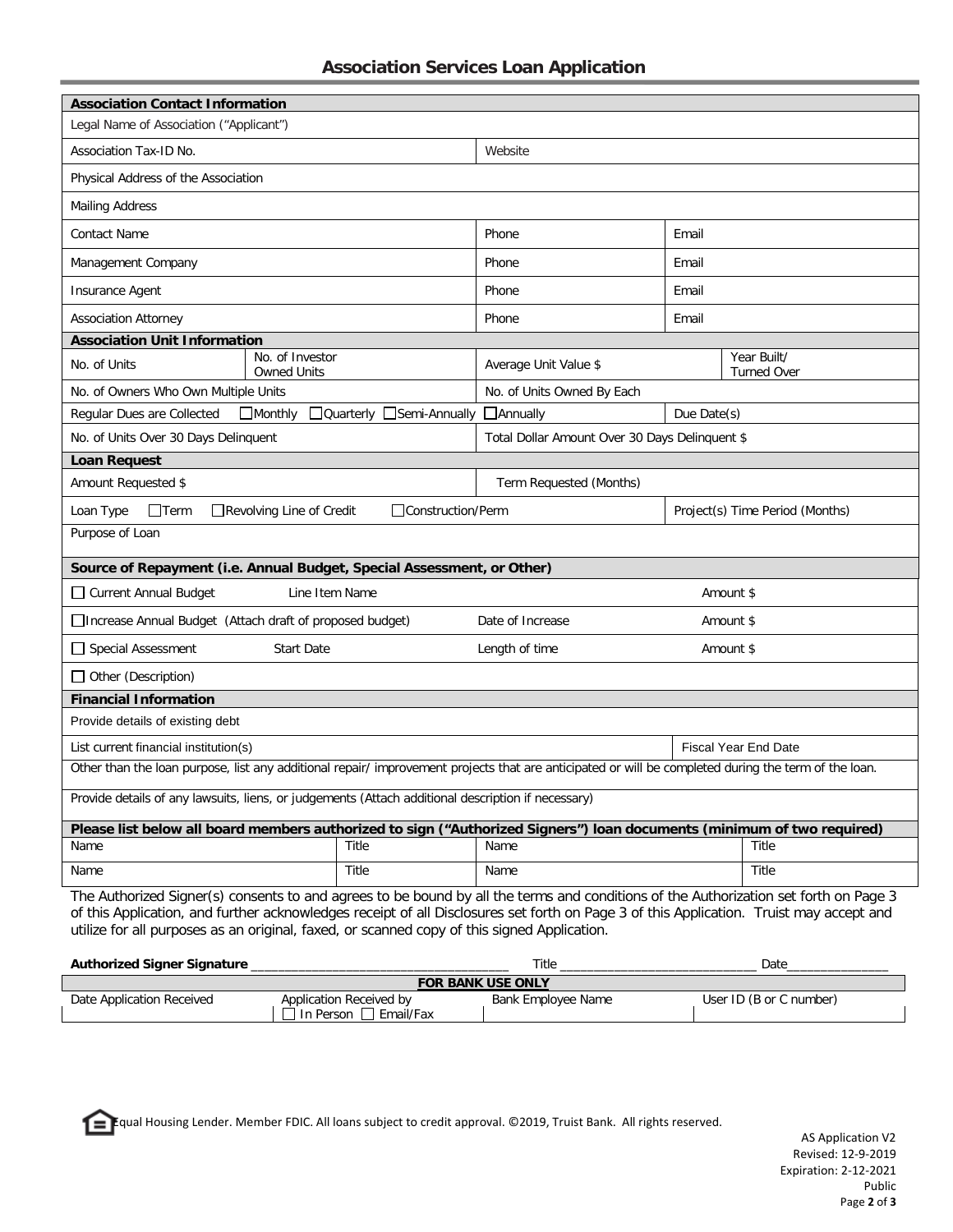# Association Services Loan Application

| **Association Contact Information** | | | |
|---|---|---|---|
| Legal Name of Association ("Applicant") | | | |
| Association Tax-ID No. | | Website | |
| Physical Address of the Association | | | |
| Mailing Address | | | |
| Contact Name | | Phone | Email |
| Management Company | | Phone | Email |
| Insurance Agent | | Phone | Email |
| Association Attorney | | Phone | Email |

| **Association Unit Information** | | | |
|---|---|---|---|
| No. of Units | No. of Investor Owned Units | Average Unit Value $ | Year Built/ Turned Over |
| No. of Owners Who Own Multiple Units | | No. of Units Owned By Each | |
| Regular Dues are Collected ☐Monthly ☐Quarterly ☐Semi-Annually ☐Annually | | | Due Date(s) |
| No. of Units Over 30 Days Delinquent | | Total Dollar Amount Over 30 Days Delinquent $ | |

| **Loan Request** | | |
|---|---|---|
| Amount Requested $ | Term Requested (Months) | |
| Loan Type ☐Term ☐Revolving Line of Credit ☐Construction/Perm | | Project(s) Time Period (Months) |
| Purpose of Loan | | |

| **Source of Repayment (i.e. Annual Budget, Special Assessment, or Other)** | | | |
|---|---|---|---|
| ☐ Current Annual Budget | Line Item Name | | Amount $ |
| ☐Increase Annual Budget (Attach draft of proposed budget) | | Date of Increase | Amount $ |
| ☐ Special Assessment | Start Date | Length of time | Amount $ |
| ☐ Other (Description) | | | |

| **Financial Information** | |
|---|---|
| Provide details of existing debt | |
| List current financial institution(s) | Fiscal Year End Date |
| Other than the loan purpose, list any additional repair/ improvement projects that are anticipated or will be completed during the term of the loan. | |
| Provide details of any lawsuits, liens, or judgements (Attach additional description if necessary) | |

| **Please list below all board members authorized to sign ("Authorized Signers") loan documents (minimum of two required)** | | | |
|---|---|---|---|
| Name | Title | Name | Title |
| Name | Title | Name | Title |

The Authorized Signer(s) consents to and agrees to be bound by all the terms and conditions of the Authorization set forth on Page 3 of this Application, and further acknowledges receipt of all Disclosures set forth on Page 3 of this Application. Truist may accept and utilize for all purposes as an original, faxed, or scanned copy of this signed Application.

**Authorized Signer Signature** ___________________________________ Title ___________________________ Date______________

| **FOR BANK USE ONLY** | | | |
|---|---|---|---|
| Date Application Received | Application Received by ☐ In Person ☐ Email/Fax | Bank Employee Name | User ID (B or C number) |

Equal Housing Lender. Member FDIC. All loans subject to credit approval. ©2019, Truist Bank. All rights reserved.

AS Application V2
Revised: 12-9-2019
Expiration: 2-12-2021
Public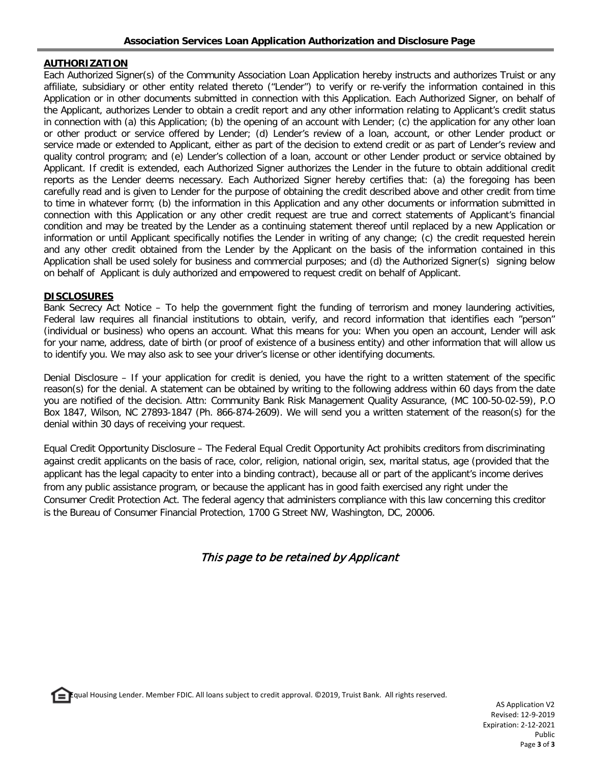## Association Services Loan Application Authorization and Disclosure Page

**AUTHORIZATION**

Each Authorized Signer(s) of the Community Association Loan Application hereby instructs and authorizes Truist or any affiliate, subsidiary or other entity related thereto ("Lender") to verify or re-verify the information contained in this Application or in other documents submitted in connection with this Application. Each Authorized Signer, on behalf of the Applicant, authorizes Lender to obtain a credit report and any other information relating to Applicant's credit status in connection with (a) this Application; (b) the opening of an account with Lender; (c) the application for any other loan or other product or service offered by Lender; (d) Lender's review of a loan, account, or other Lender product or service made or extended to Applicant, either as part of the decision to extend credit or as part of Lender's review and quality control program; and (e) Lender's collection of a loan, account or other Lender product or service obtained by Applicant. If credit is extended, each Authorized Signer authorizes the Lender in the future to obtain additional credit reports as the Lender deems necessary. Each Authorized Signer hereby certifies that: (a) the foregoing has been carefully read and is given to Lender for the purpose of obtaining the credit described above and other credit from time to time in whatever form; (b) the information in this Application and any other documents or information submitted in connection with this Application or any other credit request are true and correct statements of Applicant's financial condition and may be treated by the Lender as a continuing statement thereof until replaced by a new Application or information or until Applicant specifically notifies the Lender in writing of any change; (c) the credit requested herein and any other credit obtained from the Lender by the Applicant on the basis of the information contained in this Application shall be used solely for business and commercial purposes; and (d) the Authorized Signer(s) signing below on behalf of Applicant is duly authorized and empowered to request credit on behalf of Applicant.

**DISCLOSURES**

Bank Secrecy Act Notice – To help the government fight the funding of terrorism and money laundering activities, Federal law requires all financial institutions to obtain, verify, and record information that identifies each "person" (individual or business) who opens an account. What this means for you: When you open an account, Lender will ask for your name, address, date of birth (or proof of existence of a business entity) and other information that will allow us to identify you. We may also ask to see your driver's license or other identifying documents.

Denial Disclosure – If your application for credit is denied, you have the right to a written statement of the specific reason(s) for the denial. A statement can be obtained by writing to the following address within 60 days from the date you are notified of the decision. Attn: Community Bank Risk Management Quality Assurance, (MC 100-50-02-59), P.O Box 1847, Wilson, NC 27893-1847 (Ph. 866-874-2609). We will send you a written statement of the reason(s) for the denial within 30 days of receiving your request.

Equal Credit Opportunity Disclosure – The Federal Equal Credit Opportunity Act prohibits creditors from discriminating against credit applicants on the basis of race, color, religion, national origin, sex, marital status, age (provided that the applicant has the legal capacity to enter into a binding contract), because all or part of the applicant's income derives from any public assistance program, or because the applicant has in good faith exercised any right under the Consumer Credit Protection Act. The federal agency that administers compliance with this law concerning this creditor is the Bureau of Consumer Financial Protection, 1700 G Street NW, Washington, DC, 20006.

*This page to be retained by Applicant*

Equal Housing Lender. Member FDIC. All loans subject to credit approval. ©2019, Truist Bank. All rights reserved.

AS Application V2
Revised: 12-9-2019
Expiration: 2-12-2021
Public